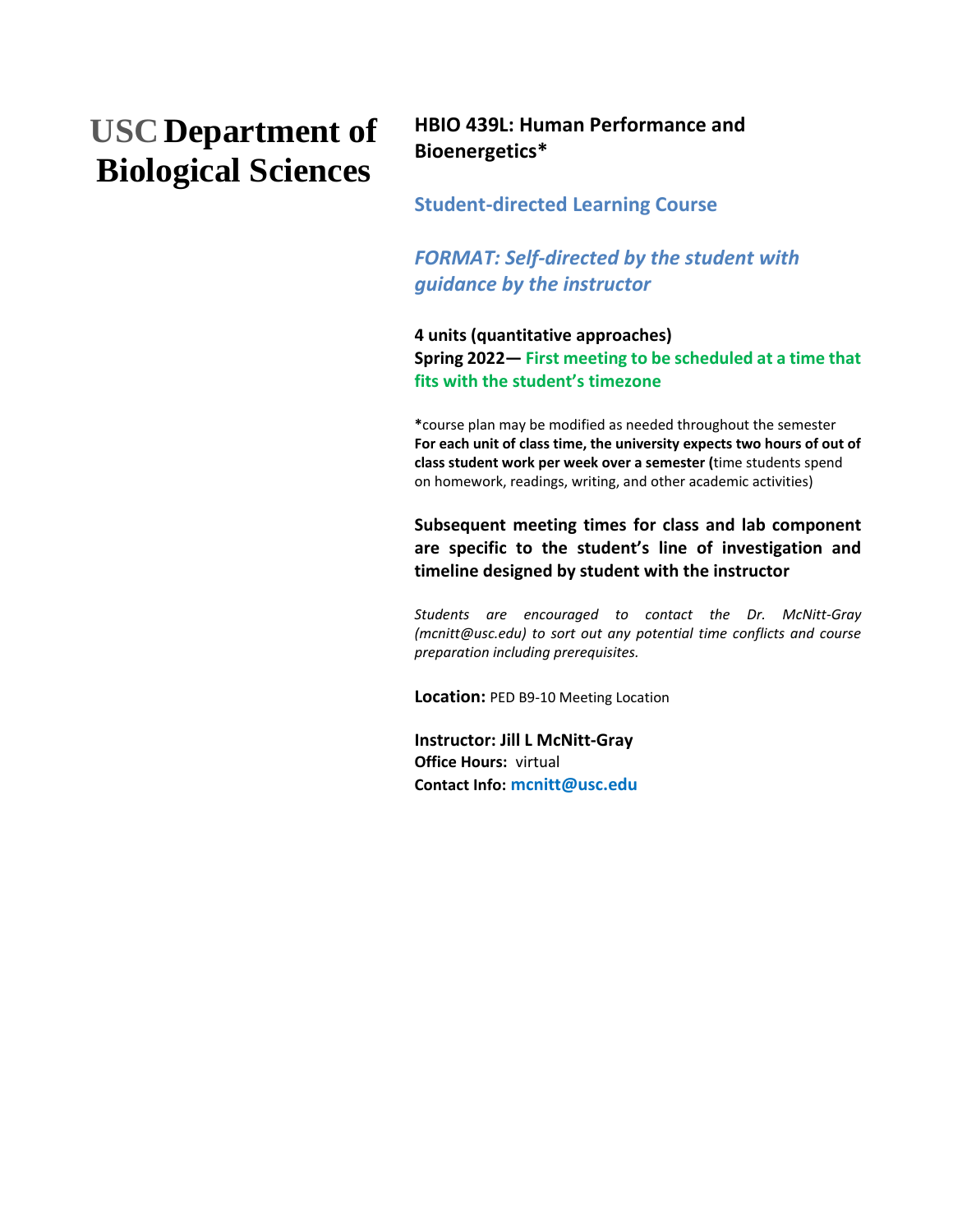# USC Department of Biological Sciences

## HBIO 439L: Human Performance and Bioenergetics*

### Student-directed Learning Course

### *FORMAT: Self-directed by the student with guidance by the instructor*

**4 units (quantitative approaches)**
**Spring 2022— First meeting to be scheduled at a time that fits with the student's timezone**

**\***course plan may be modified as needed throughout the semester
**For each unit of class time, the university expects two hours of out of class student work per week over a semester (**time students spend on homework, readings, writing, and other academic activities)

**Subsequent meeting times for class and lab component are specific to the student's line of investigation and timeline designed by student with the instructor**

*Students are encouraged to contact the Dr. McNitt-Gray (mcnitt@usc.edu) to sort out any potential time conflicts and course preparation including prerequisites.*

**Location:** PED B9-10 Meeting Location

**Instructor: Jill L McNitt-Gray**
**Office Hours:** virtual
**Contact Info:** mcnitt@usc.edu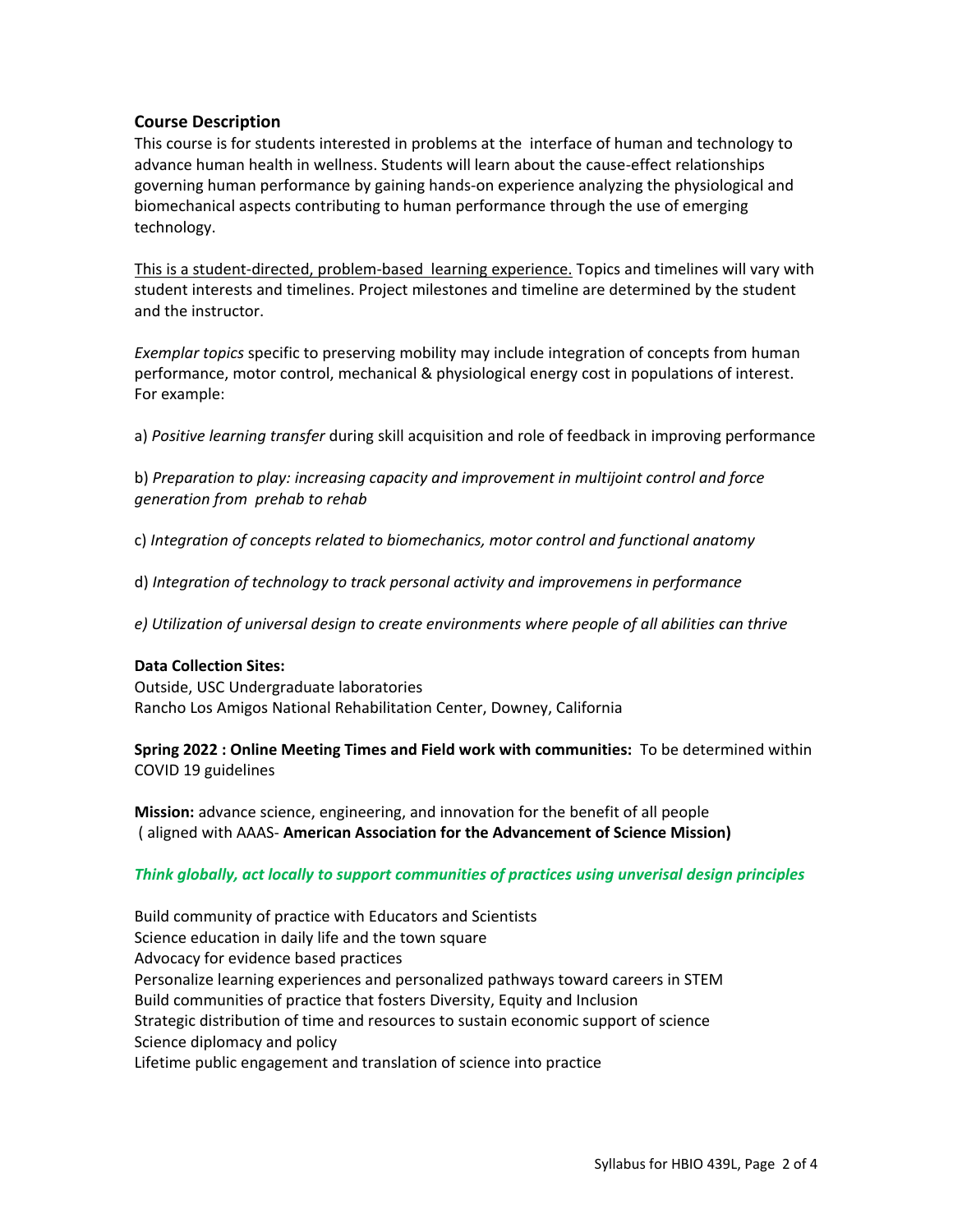## Course Description

This course is for students interested in problems at the interface of human and technology to advance human health in wellness. Students will learn about the cause-effect relationships governing human performance by gaining hands-on experience analyzing the physiological and biomechanical aspects contributing to human performance through the use of emerging technology.

<u>This is a student-directed, problem-based learning experience.</u> Topics and timelines will vary with student interests and timelines. Project milestones and timeline are determined by the student and the instructor.

*Exemplar topics* specific to preserving mobility may include integration of concepts from human performance, motor control, mechanical & physiological energy cost in populations of interest. For example:

a) *Positive learning transfer* during skill acquisition and role of feedback in improving performance

b) *Preparation to play: increasing capacity and improvement in multijoint control and force generation from prehab to rehab*

c) *Integration of concepts related to biomechanics, motor control and functional anatomy*

d) *Integration of technology to track personal activity and improvemens in performance*

*e) Utilization of universal design to create environments where people of all abilities can thrive*

**Data Collection Sites:**
Outside, USC Undergraduate laboratories
Rancho Los Amigos National Rehabilitation Center, Downey, California

**Spring 2022 : Online Meeting Times and Field work with communities:** To be determined within COVID 19 guidelines

**Mission:** advance science, engineering, and innovation for the benefit of all people ( aligned with AAAS- **American Association for the Advancement of Science Mission)**

***Think globally, act locally to support communities of practices using unverisal design principles***

Build community of practice with Educators and Scientists
Science education in daily life and the town square
Advocacy for evidence based practices
Personalize learning experiences and personalized pathways toward careers in STEM
Build communities of practice that fosters Diversity, Equity and Inclusion
Strategic distribution of time and resources to sustain economic support of science
Science diplomacy and policy
Lifetime public engagement and translation of science into practice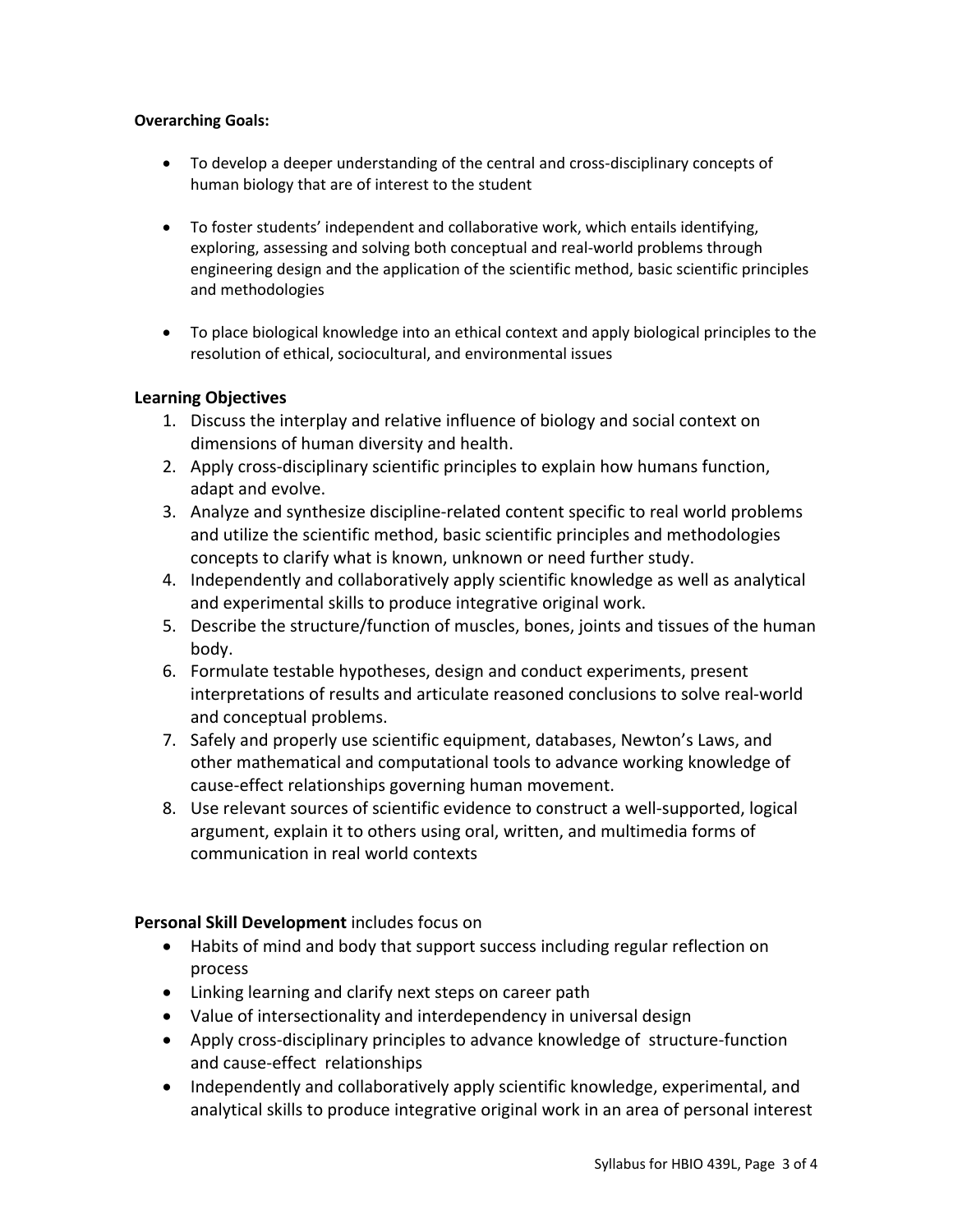**Overarching Goals:**

- To develop a deeper understanding of the central and cross-disciplinary concepts of human biology that are of interest to the student
- To foster students' independent and collaborative work, which entails identifying, exploring, assessing and solving both conceptual and real-world problems through engineering design and the application of the scientific method, basic scientific principles and methodologies
- To place biological knowledge into an ethical context and apply biological principles to the resolution of ethical, sociocultural, and environmental issues

**Learning Objectives**

1. Discuss the interplay and relative influence of biology and social context on dimensions of human diversity and health.
2. Apply cross-disciplinary scientific principles to explain how humans function, adapt and evolve.
3. Analyze and synthesize discipline-related content specific to real world problems and utilize the scientific method, basic scientific principles and methodologies concepts to clarify what is known, unknown or need further study.
4. Independently and collaboratively apply scientific knowledge as well as analytical and experimental skills to produce integrative original work.
5. Describe the structure/function of muscles, bones, joints and tissues of the human body.
6. Formulate testable hypotheses, design and conduct experiments, present interpretations of results and articulate reasoned conclusions to solve real-world and conceptual problems.
7. Safely and properly use scientific equipment, databases, Newton's Laws, and other mathematical and computational tools to advance working knowledge of cause-effect relationships governing human movement.
8. Use relevant sources of scientific evidence to construct a well-supported, logical argument, explain it to others using oral, written, and multimedia forms of communication in real world contexts

**Personal Skill Development** includes focus on

- Habits of mind and body that support success including regular reflection on process
- Linking learning and clarify next steps on career path
- Value of intersectionality and interdependency in universal design
- Apply cross-disciplinary principles to advance knowledge of structure-function and cause-effect relationships
- Independently and collaboratively apply scientific knowledge, experimental, and analytical skills to produce integrative original work in an area of personal interest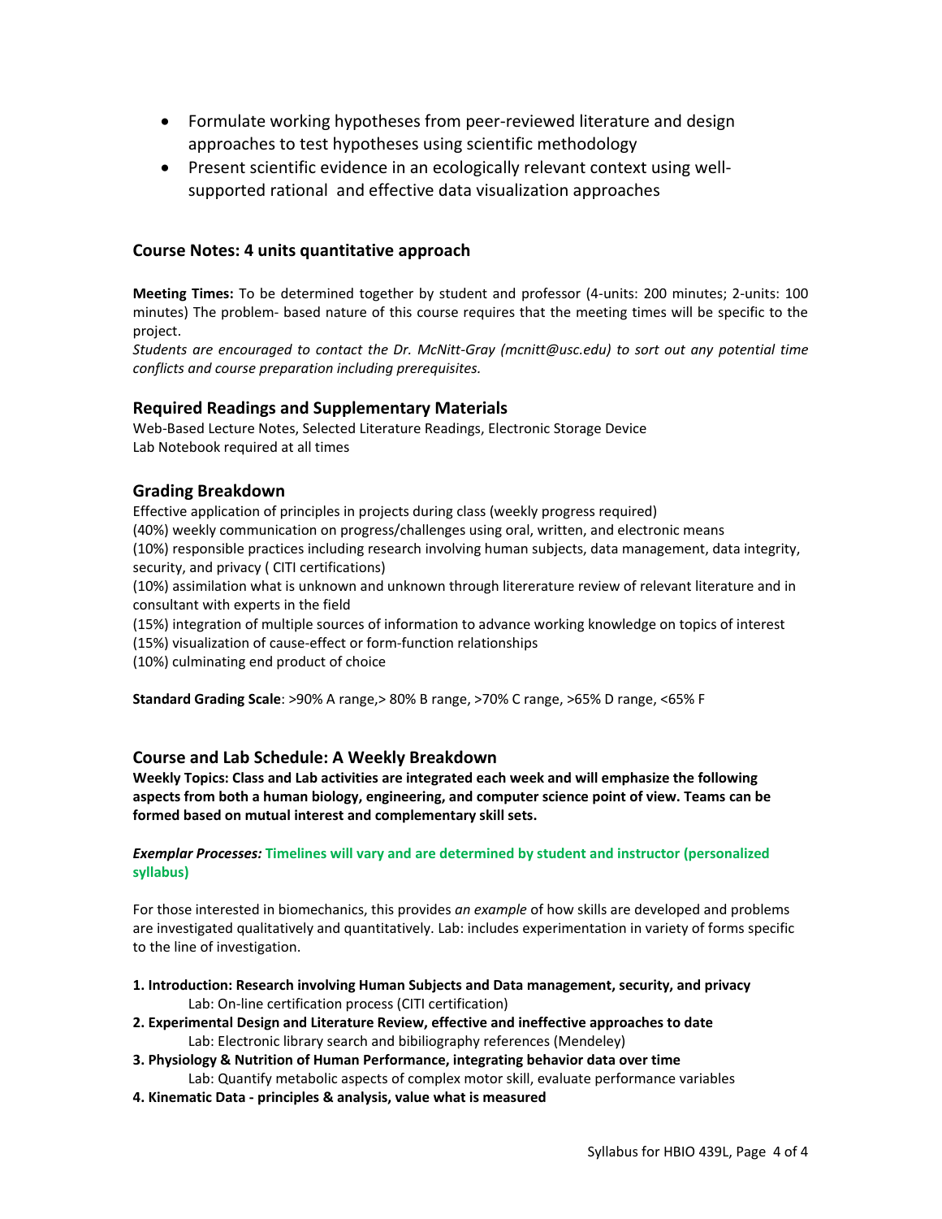- Formulate working hypotheses from peer-reviewed literature and design approaches to test hypotheses using scientific methodology
- Present scientific evidence in an ecologically relevant context using well-supported rational  and effective data visualization approaches

### Course Notes: 4 units quantitative approach

**Meeting Times:** To be determined together by student and professor (4-units: 200 minutes; 2-units: 100 minutes) The problem- based nature of this course requires that the meeting times will be specific to the project.

*Students are encouraged to contact the Dr. McNitt-Gray (mcnitt@usc.edu) to sort out any potential time conflicts and course preparation including prerequisites.*

## Required Readings and Supplementary Materials

Web-Based Lecture Notes, Selected Literature Readings, Electronic Storage Device
Lab Notebook required at all times

## Grading Breakdown

Effective application of principles in projects during class (weekly progress required)
(40%) weekly communication on progress/challenges using oral, written, and electronic means
(10%) responsible practices including research involving human subjects, data management, data integrity, security, and privacy ( CITI certifications)
(10%) assimilation what is unknown and unknown through litererature review of relevant literature and in consultant with experts in the field
(15%) integration of multiple sources of information to advance working knowledge on topics of interest
(15%) visualization of cause-effect or form-function relationships
(10%) culminating end product of choice

**Standard Grading Scale**: >90% A range,> 80% B range, >70% C range, >65% D range, <65% F

## Course and Lab Schedule: A Weekly Breakdown

**Weekly Topics: Class and Lab activities are integrated each week and will emphasize the following aspects from both a human biology, engineering, and computer science point of view. Teams can be formed based on mutual interest and complementary skill sets.**

***Exemplar Processes:*** **Timelines will vary and are determined by student and instructor (personalized syllabus)**

For those interested in biomechanics, this provides *an example* of how skills are developed and problems are investigated qualitatively and quantitatively. Lab: includes experimentation in variety of forms specific to the line of investigation.

**1. Introduction: Research involving Human Subjects and Data management, security, and privacy**
Lab: On-line certification process (CITI certification)

**2. Experimental Design and Literature Review, effective and ineffective approaches to date**
Lab: Electronic library search and bibiliography references (Mendeley)

**3. Physiology & Nutrition of Human Performance, integrating behavior data over time**
Lab: Quantify metabolic aspects of complex motor skill, evaluate performance variables

**4. Kinematic Data - principles & analysis, value what is measured**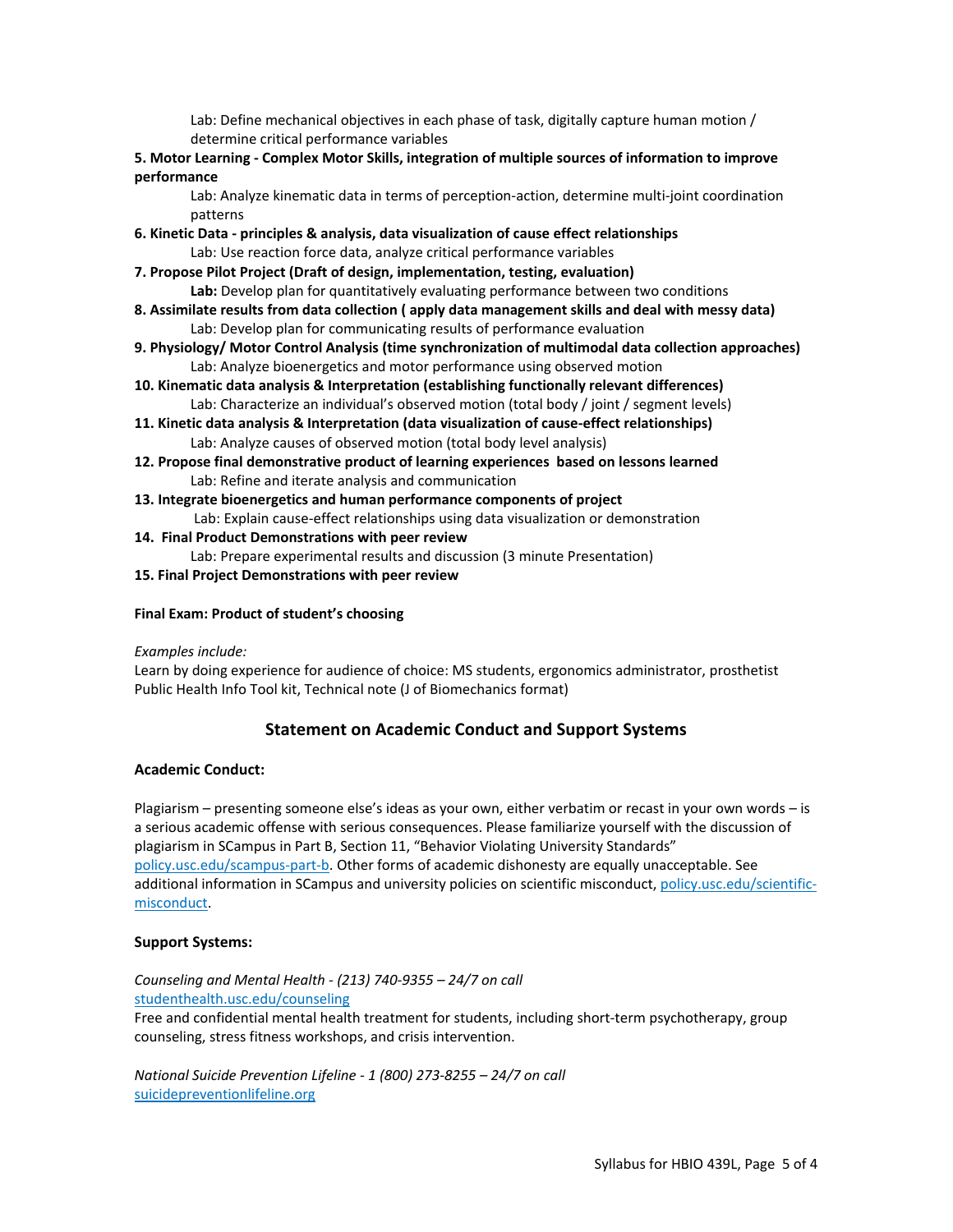Lab: Define mechanical objectives in each phase of task, digitally capture human motion / determine critical performance variables

**5. Motor Learning - Complex Motor Skills, integration of multiple sources of information to improve performance**

Lab: Analyze kinematic data in terms of perception-action, determine multi-joint coordination patterns

**6. Kinetic Data - principles & analysis, data visualization of cause effect relationships**

Lab: Use reaction force data, analyze critical performance variables

**7. Propose Pilot Project (Draft of design, implementation, testing, evaluation)**

**Lab:** Develop plan for quantitatively evaluating performance between two conditions

**8. Assimilate results from data collection ( apply data management skills and deal with messy data)**

Lab: Develop plan for communicating results of performance evaluation

**9. Physiology/ Motor Control Analysis (time synchronization of multimodal data collection approaches)**

Lab: Analyze bioenergetics and motor performance using observed motion

**10. Kinematic data analysis & Interpretation (establishing functionally relevant differences)**

Lab: Characterize an individual's observed motion (total body / joint / segment levels)

**11. Kinetic data analysis & Interpretation (data visualization of cause-effect relationships)**

Lab: Analyze causes of observed motion (total body level analysis)

**12. Propose final demonstrative product of learning experiences based on lessons learned**

Lab: Refine and iterate analysis and communication

**13. Integrate bioenergetics and human performance components of project**

Lab: Explain cause-effect relationships using data visualization or demonstration

**14. Final Product Demonstrations with peer review**

Lab: Prepare experimental results and discussion (3 minute Presentation)

**15. Final Project Demonstrations with peer review**

**Final Exam: Product of student's choosing**

*Examples include:*

Learn by doing experience for audience of choice: MS students, ergonomics administrator, prosthetist
Public Health Info Tool kit, Technical note (J of Biomechanics format)

## Statement on Academic Conduct and Support Systems

### Academic Conduct:

Plagiarism – presenting someone else's ideas as your own, either verbatim or recast in your own words – is a serious academic offense with serious consequences. Please familiarize yourself with the discussion of plagiarism in SCampus in Part B, Section 11, "Behavior Violating University Standards" policy.usc.edu/scampus-part-b. Other forms of academic dishonesty are equally unacceptable. See additional information in SCampus and university policies on scientific misconduct, policy.usc.edu/scientific-misconduct.

### Support Systems:

*Counseling and Mental Health - (213) 740-9355 – 24/7 on call*
studenthealth.usc.edu/counseling
Free and confidential mental health treatment for students, including short-term psychotherapy, group counseling, stress fitness workshops, and crisis intervention.

*National Suicide Prevention Lifeline - 1 (800) 273-8255 – 24/7 on call*
suicidepreventionlifeline.org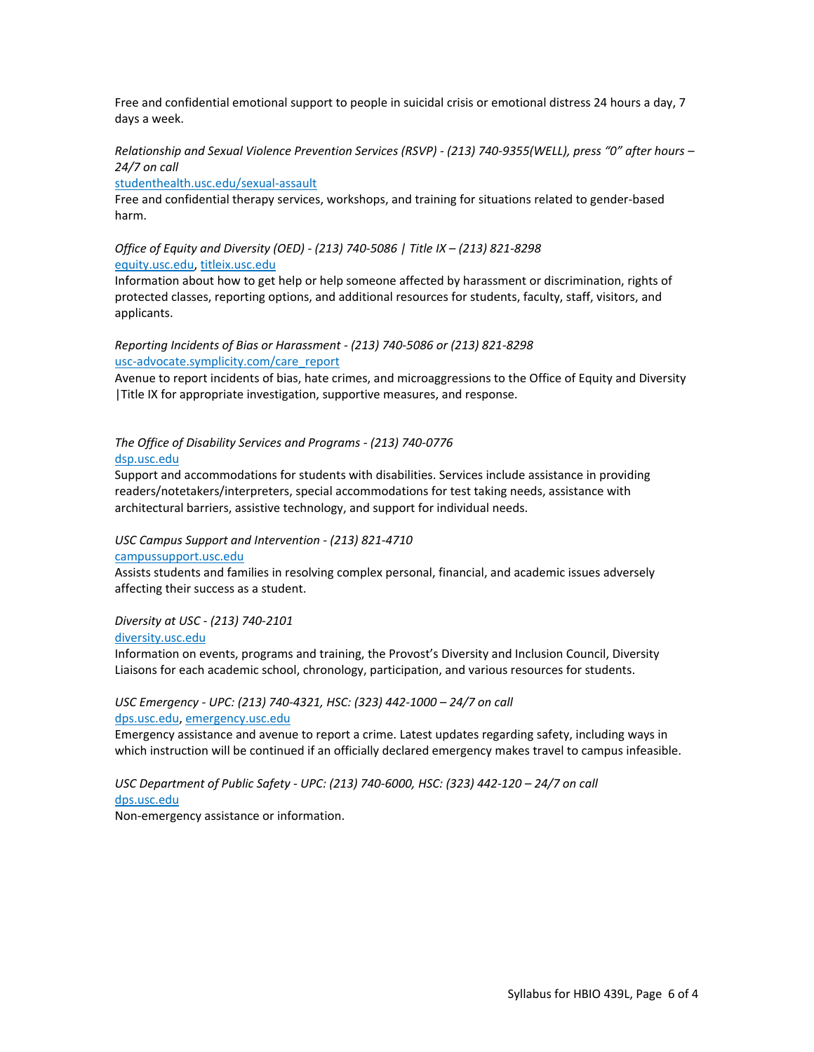Free and confidential emotional support to people in suicidal crisis or emotional distress 24 hours a day, 7 days a week.

*Relationship and Sexual Violence Prevention Services (RSVP) - (213) 740-9355(WELL), press "0" after hours – 24/7 on call*
studenthealth.usc.edu/sexual-assault
Free and confidential therapy services, workshops, and training for situations related to gender-based harm.

*Office of Equity and Diversity (OED) - (213) 740-5086 | Title IX – (213) 821-8298*
equity.usc.edu, titleix.usc.edu
Information about how to get help or help someone affected by harassment or discrimination, rights of protected classes, reporting options, and additional resources for students, faculty, staff, visitors, and applicants.

*Reporting Incidents of Bias or Harassment - (213) 740-5086 or (213) 821-8298*
usc-advocate.symplicity.com/care_report
Avenue to report incidents of bias, hate crimes, and microaggressions to the Office of Equity and Diversity |Title IX for appropriate investigation, supportive measures, and response.

*The Office of Disability Services and Programs - (213) 740-0776*
dsp.usc.edu
Support and accommodations for students with disabilities. Services include assistance in providing readers/notetakers/interpreters, special accommodations for test taking needs, assistance with architectural barriers, assistive technology, and support for individual needs.

*USC Campus Support and Intervention - (213) 821-4710*
campussupport.usc.edu
Assists students and families in resolving complex personal, financial, and academic issues adversely affecting their success as a student.

*Diversity at USC - (213) 740-2101*
diversity.usc.edu
Information on events, programs and training, the Provost's Diversity and Inclusion Council, Diversity Liaisons for each academic school, chronology, participation, and various resources for students.

*USC Emergency - UPC: (213) 740-4321, HSC: (323) 442-1000 – 24/7 on call*
dps.usc.edu, emergency.usc.edu
Emergency assistance and avenue to report a crime. Latest updates regarding safety, including ways in which instruction will be continued if an officially declared emergency makes travel to campus infeasible.

*USC Department of Public Safety - UPC: (213) 740-6000, HSC: (323) 442-120 – 24/7 on call*
dps.usc.edu
Non-emergency assistance or information.